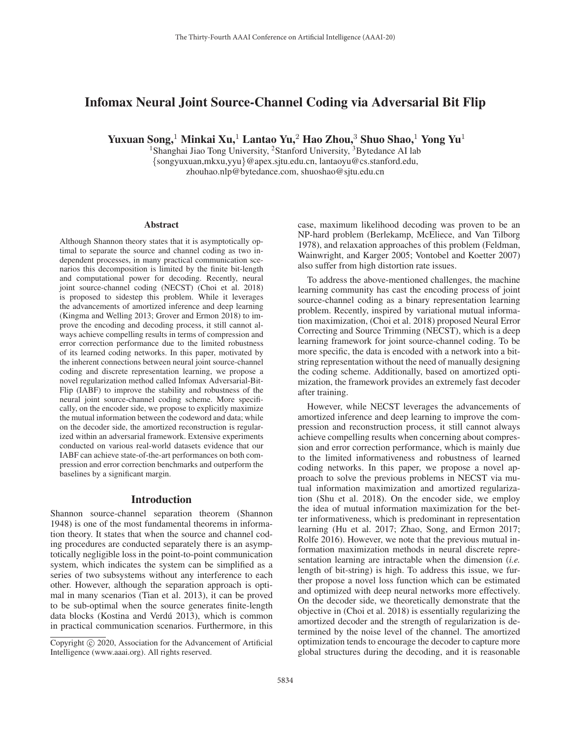# Infomax Neural Joint Source-Channel Coding via Adversarial Bit Flip

**Yuxuan Song,[1] Minkai Xu,[1] Lantao Yu,[2] Hao Zhou,[3] Shuo Shao,[1] Yong Yu[1]**

[1]Shanghai Jiao Tong University, [2]Stanford University, [3]Bytedance AI lab
{songyuxuan,mkxu,yyu}@apex.sjtu.edu.cn, lantaoyu@cs.stanford.edu,
zhouhao.nlp@bytedance.com, shuoshao@sjtu.edu.cn

## Abstract

Although Shannon theory states that it is asymptotically optimal to separate the source and channel coding as two independent processes, in many practical communication scenarios this decomposition is limited by the finite bit-length and computational power for decoding. Recently, neural joint source-channel coding (NECST) (Choi et al. 2018) is proposed to sidestep this problem. While it leverages the advancements of amortized inference and deep learning (Kingma and Welling 2013; Grover and Ermon 2018) to improve the encoding and decoding process, it still cannot always achieve compelling results in terms of compression and error correction performance due to the limited robustness of its learned coding networks. In this paper, motivated by the inherent connections between neural joint source-channel coding and discrete representation learning, we propose a novel regularization method called Infomax Adversarial-Bit-Flip (IABF) to improve the stability and robustness of the neural joint source-channel coding scheme. More specifically, on the encoder side, we propose to explicitly maximize the mutual information between the codeword and data; while on the decoder side, the amortized reconstruction is regularized within an adversarial framework. Extensive experiments conducted on various real-world datasets evidence that our IABF can achieve state-of-the-art performances on both compression and error correction benchmarks and outperform the baselines by a significant margin.

## Introduction

Shannon source-channel separation theorem (Shannon 1948) is one of the most fundamental theorems in information theory. It states that when the source and channel coding procedures are conducted separately there is an asymptotically negligible loss in the point-to-point communication system, which indicates the system can be simplified as a series of two subsystems without any interference to each other. However, although the separation approach is optimal in many scenarios (Tian et al. 2013), it can be proved to be sub-optimal when the source generates finite-length data blocks (Kostina and Verdú 2013), which is common in practical communication scenarios. Furthermore, in this case, maximum likelihood decoding was proven to be an NP-hard problem (Berlekamp, McEliece, and Van Tilborg 1978), and relaxation approaches of this problem (Feldman, Wainwright, and Karger 2005; Vontobel and Koetter 2007) also suffer from high distortion rate issues.

To address the above-mentioned challenges, the machine learning community has cast the encoding process of joint source-channel coding as a binary representation learning problem. Recently, inspired by variational mutual information maximization, (Choi et al. 2018) proposed Neural Error Correcting and Source Trimming (NECST), which is a deep learning framework for joint source-channel coding. To be more specific, the data is encoded with a network into a bit-string representation without the need of manually designing the coding scheme. Additionally, based on amortized optimization, the framework provides an extremely fast decoder after training.

However, while NECST leverages the advancements of amortized inference and deep learning to improve the compression and reconstruction process, it still cannot always achieve compelling results when concerning about compression and error correction performance, which is mainly due to the limited informativeness and robustness of learned coding networks. In this paper, we propose a novel approach to solve the previous problems in NECST via mutual information maximization and amortized regularization (Shu et al. 2018). On the encoder side, we employ the idea of mutual information maximization for the better informativeness, which is predominant in representation learning (Hu et al. 2017; Zhao, Song, and Ermon 2017; Rolfe 2016). However, we note that the previous mutual information maximization methods in neural discrete representation learning are intractable when the dimension (*i.e.* length of bit-string) is high. To address this issue, we further propose a novel loss function which can be estimated and optimized with deep neural networks more effectively. On the decoder side, we theoretically demonstrate that the objective in (Choi et al. 2018) is essentially regularizing the amortized decoder and the strength of regularization is determined by the noise level of the channel. The amortized optimization tends to encourage the decoder to capture more global structures during the decoding, and it is reasonable

Copyright © 2020, Association for the Advancement of Artificial Intelligence (www.aaai.org). All rights reserved.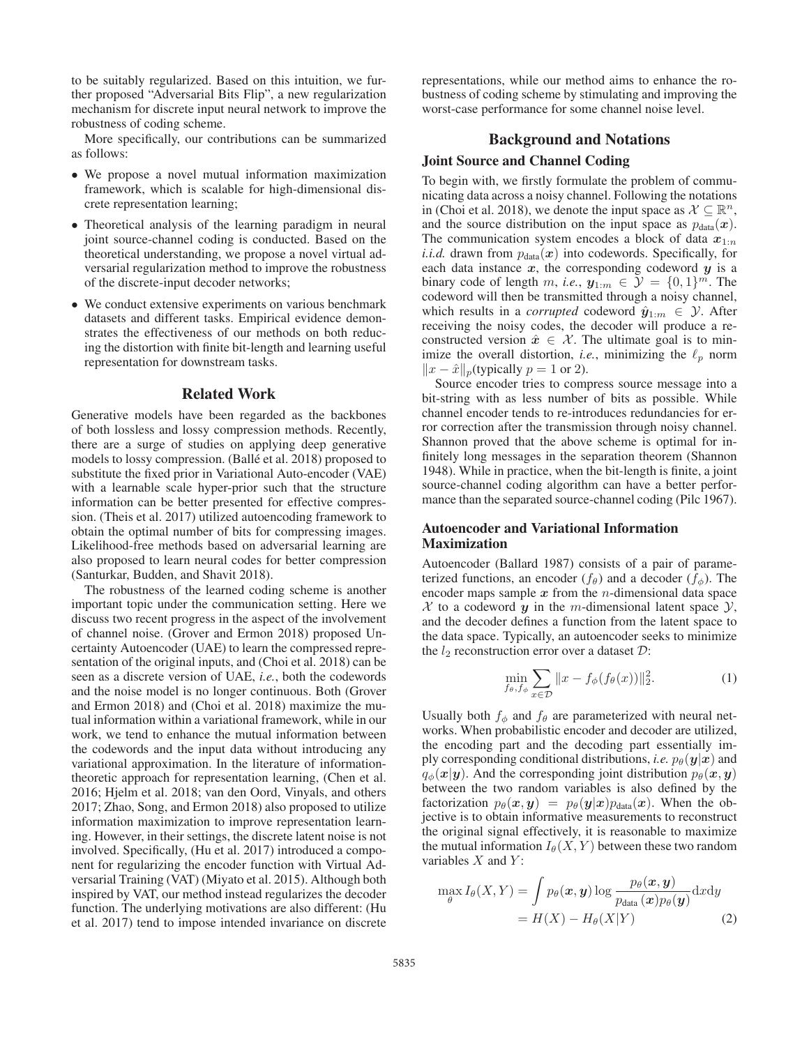to be suitably regularized. Based on this intuition, we further proposed "Adversarial Bits Flip", a new regularization mechanism for discrete input neural network to improve the robustness of coding scheme.

More specifically, our contributions can be summarized as follows:

- We propose a novel mutual information maximization framework, which is scalable for high-dimensional discrete representation learning;
- Theoretical analysis of the learning paradigm in neural joint source-channel coding is conducted. Based on the theoretical understanding, we propose a novel virtual adversarial regularization method to improve the robustness of the discrete-input decoder networks;
- We conduct extensive experiments on various benchmark datasets and different tasks. Empirical evidence demonstrates the effectiveness of our methods on both reducing the distortion with finite bit-length and learning useful representation for downstream tasks.

## Related Work

Generative models have been regarded as the backbones of both lossless and lossy compression methods. Recently, there are a surge of studies on applying deep generative models to lossy compression. (Ballé et al. 2018) proposed to substitute the fixed prior in Variational Auto-encoder (VAE) with a learnable scale hyper-prior such that the structure information can be better presented for effective compression. (Theis et al. 2017) utilized autoencoding framework to obtain the optimal number of bits for compressing images. Likelihood-free methods based on adversarial learning are also proposed to learn neural codes for better compression (Santurkar, Budden, and Shavit 2018).

The robustness of the learned coding scheme is another important topic under the communication setting. Here we discuss two recent progress in the aspect of the involvement of channel noise. (Grover and Ermon 2018) proposed Uncertainty Autoencoder (UAE) to learn the compressed representation of the original inputs, and (Choi et al. 2018) can be seen as a discrete version of UAE, *i.e.*, both the codewords and the noise model is no longer continuous. Both (Grover and Ermon 2018) and (Choi et al. 2018) maximize the mutual information within a variational framework, while in our work, we tend to enhance the mutual information between the codewords and the input data without introducing any variational approximation. In the literature of information-theoretic approach for representation learning, (Chen et al. 2016; Hjelm et al. 2018; van den Oord, Vinyals, and others 2017; Zhao, Song, and Ermon 2018) also proposed to utilize information maximization to improve representation learning. However, in their settings, the discrete latent noise is not involved. Specifically, (Hu et al. 2017) introduced a component for regularizing the encoder function with Virtual Adversarial Training (VAT) (Miyato et al. 2015). Although both inspired by VAT, our method instead regularizes the decoder function. The underlying motivations are also different: (Hu et al. 2017) tend to impose intended invariance on discrete representations, while our method aims to enhance the robustness of coding scheme by stimulating and improving the worst-case performance for some channel noise level.

## Background and Notations

### Joint Source and Channel Coding

To begin with, we firstly formulate the problem of communicating data across a noisy channel. Following the notations in (Choi et al. 2018), we denote the input space as $\mathcal{X} \subseteq \mathbb{R}^n$, and the source distribution on the input space as $p_{\text{data}}(\boldsymbol{x})$. The communication system encodes a block of data $\boldsymbol{x}_{1:n}$ *i.i.d.* drawn from $p_{\text{data}}(\boldsymbol{x})$ into codewords. Specifically, for each data instance $\boldsymbol{x}$, the corresponding codeword $\boldsymbol{y}$ is a binary code of length $m$, *i.e.*, $\boldsymbol{y}_{1:m} \in \mathcal{Y} = \{0,1\}^m$. The codeword will then be transmitted through a noisy channel, which results in a *corrupted* codeword $\hat{\boldsymbol{y}}_{1:m} \in \mathcal{Y}$. After receiving the noisy codes, the decoder will produce a reconstructed version $\hat{\boldsymbol{x}} \in \mathcal{X}$. The ultimate goal is to minimize the overall distortion, *i.e.*, minimizing the $\ell_p$ norm $\|x - \hat{x}\|_p$(typically $p = 1$ or 2).

Source encoder tries to compress source message into a bit-string with as less number of bits as possible. While channel encoder tends to re-introduces redundancies for error correction after the transmission through noisy channel. Shannon proved that the above scheme is optimal for infinitely long messages in the separation theorem (Shannon 1948). While in practice, when the bit-length is finite, a joint source-channel coding algorithm can have a better performance than the separated source-channel coding (Pilc 1967).

### Autoencoder and Variational Information Maximization

Autoencoder (Ballard 1987) consists of a pair of parameterized functions, an encoder ($f_\theta$) and a decoder ($f_\phi$). The encoder maps sample $\boldsymbol{x}$ from the $n$-dimensional data space $\mathcal{X}$ to a codeword $\boldsymbol{y}$ in the $m$-dimensional latent space $\mathcal{Y}$, and the decoder defines a function from the latent space to the data space. Typically, an autoencoder seeks to minimize the $l_2$ reconstruction error over a dataset $\mathcal{D}$:

$$\min_{f_\theta, f_\phi} \sum_{x \in \mathcal{D}} \|x - f_\phi(f_\theta(x))\|_2^2. \tag{1}$$

Usually both $f_\phi$ and $f_\theta$ are parameterized with neural networks. When probabilistic encoder and decoder are utilized, the encoding part and the decoding part essentially imply corresponding conditional distributions, *i.e.* $p_\theta(\boldsymbol{y}|\boldsymbol{x})$ and $q_\phi(\boldsymbol{x}|\boldsymbol{y})$. And the corresponding joint distribution $p_\theta(\boldsymbol{x}, \boldsymbol{y})$ between the two random variables is also defined by the factorization $p_\theta(\boldsymbol{x}, \boldsymbol{y}) = p_\theta(\boldsymbol{y}|\boldsymbol{x}) p_{\text{data}}(\boldsymbol{x})$. When the objective is to obtain informative measurements to reconstruct the original signal effectively, it is reasonable to maximize the mutual information $I_\theta(X, Y)$ between these two random variables $X$ and $Y$:

$$\begin{aligned}\max_\theta I_\theta(X, Y) &= \int p_\theta(\boldsymbol{x}, \boldsymbol{y}) \log \frac{p_\theta(\boldsymbol{x}, \boldsymbol{y})}{p_{\text{data}}(\boldsymbol{x}) p_\theta(\boldsymbol{y})} \mathrm{d}x \mathrm{d}y \\ &= H(X) - H_\theta(X|Y)\end{aligned} \tag{2}$$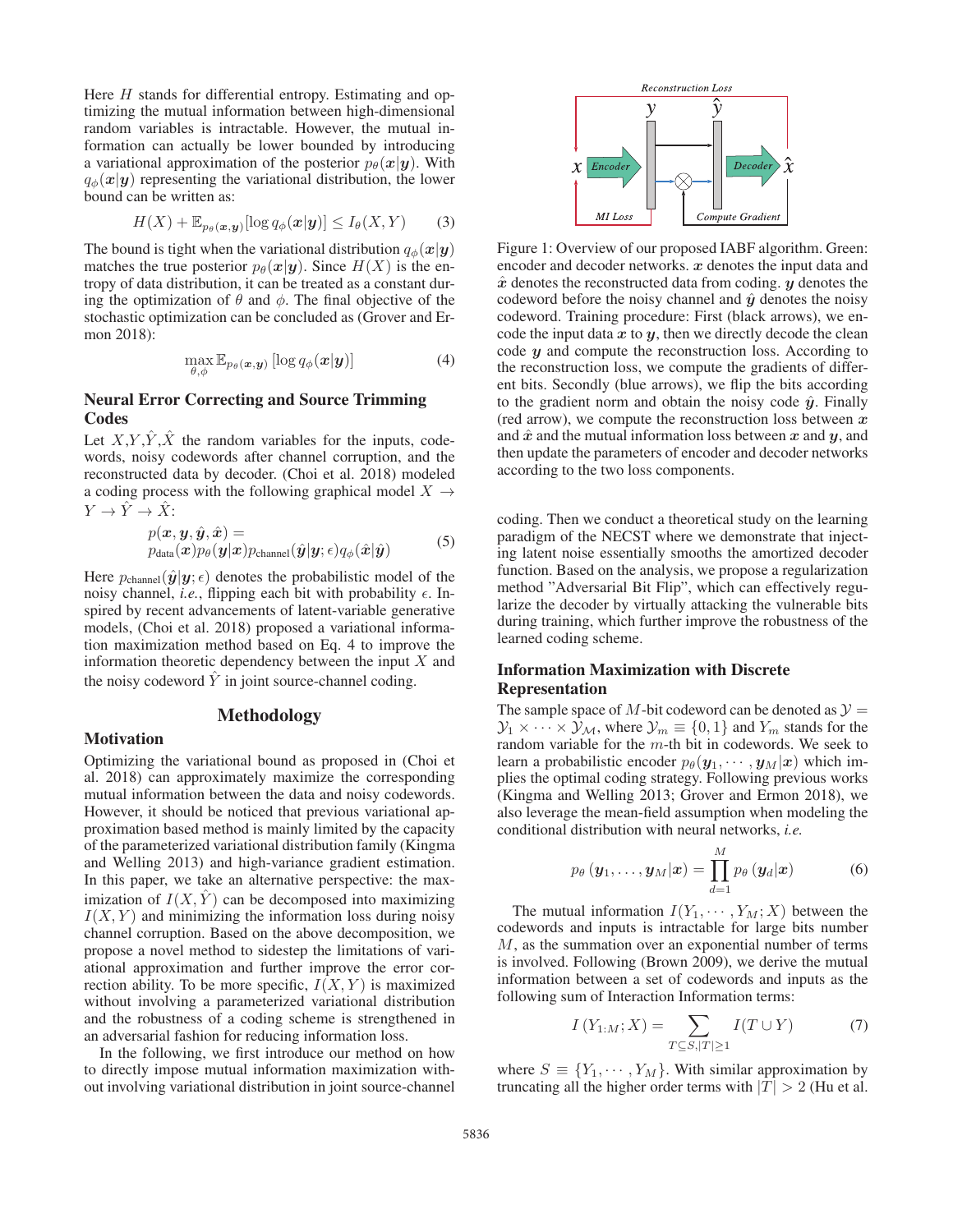Here $H$ stands for differential entropy. Estimating and optimizing the mutual information between high-dimensional random variables is intractable. However, the mutual information can actually be lower bounded by introducing a variational approximation of the posterior $p_\theta(\boldsymbol{x}|\boldsymbol{y})$. With $q_\phi(\boldsymbol{x}|\boldsymbol{y})$ representing the variational distribution, the lower bound can be written as:

$$H(X) + \mathbb{E}_{p_\theta(\boldsymbol{x},\boldsymbol{y})}[\log q_\phi(\boldsymbol{x}|\boldsymbol{y})] \leq I_\theta(X, Y) \tag{3}$$

The bound is tight when the variational distribution $q_\phi(\boldsymbol{x}|\boldsymbol{y})$ matches the true posterior $p_\theta(\boldsymbol{x}|\boldsymbol{y})$. Since $H(X)$ is the entropy of data distribution, it can be treated as a constant during the optimization of $\theta$ and $\phi$. The final objective of the stochastic optimization can be concluded as (Grover and Ermon 2018):

$$\max_{\theta,\phi} \mathbb{E}_{p_\theta(\boldsymbol{x},\boldsymbol{y})}\left[\log q_\phi(\boldsymbol{x}|\boldsymbol{y})\right] \tag{4}$$

## Neural Error Correcting and Source Trimming Codes

Let $X$,$Y$,$\hat{Y}$,$\hat{X}$ the random variables for the inputs, codewords, noisy codewords after channel corruption, and the reconstructed data by decoder. (Choi et al. 2018) modeled a coding process with the following graphical model $X \to Y \to \hat{Y} \to \hat{X}$:

$$\begin{aligned} &p(\boldsymbol{x}, \boldsymbol{y}, \hat{\boldsymbol{y}}, \hat{\boldsymbol{x}}) = \\ &p_{\text{data}}(\boldsymbol{x}) p_\theta(\boldsymbol{y}|\boldsymbol{x}) p_{\text{channel}}(\hat{\boldsymbol{y}}|\boldsymbol{y}; \epsilon) q_\phi(\hat{\boldsymbol{x}}|\hat{\boldsymbol{y}}) \end{aligned} \tag{5}$$

Here $p_{\text{channel}}(\hat{\boldsymbol{y}}|\boldsymbol{y};\epsilon)$ denotes the probabilistic model of the noisy channel, *i.e.*, flipping each bit with probability $\epsilon$. Inspired by recent advancements of latent-variable generative models, (Choi et al. 2018) proposed a variational information maximization method based on Eq. 4 to improve the information theoretic dependency between the input $X$ and the noisy codeword $\hat{Y}$ in joint source-channel coding.

# Methodology

## Motivation

Optimizing the variational bound as proposed in (Choi et al. 2018) can approximately maximize the corresponding mutual information between the data and noisy codewords. However, it should be noticed that previous variational approximation based method is mainly limited by the capacity of the parameterized variational distribution family (Kingma and Welling 2013) and high-variance gradient estimation. In this paper, we take an alternative perspective: the maximization of $I(X, \hat{Y})$ can be decomposed into maximizing $I(X, Y)$ and minimizing the information loss during noisy channel corruption. Based on the above decomposition, we propose a novel method to sidestep the limitations of variational approximation and further improve the error correction ability. To be more specific, $I(X, Y)$ is maximized without involving a parameterized variational distribution and the robustness of a coding scheme is strengthened in an adversarial fashion for reducing information loss.

In the following, we first introduce our method on how to directly impose mutual information maximization without involving variational distribution in joint source-channel coding. Then we conduct a theoretical study on the learning paradigm of the NECST where we demonstrate that injecting latent noise essentially smooths the amortized decoder function. Based on the analysis, we propose a regularization method "Adversarial Bit Flip", which can effectively regularize the decoder by virtually attacking the vulnerable bits during training, which further improve the robustness of the learned coding scheme.

Figure 1: Overview of our proposed IABF algorithm. Green: encoder and decoder networks. $\boldsymbol{x}$ denotes the input data and $\hat{\boldsymbol{x}}$ denotes the reconstructed data from coding. $\boldsymbol{y}$ denotes the codeword before the noisy channel and $\hat{\boldsymbol{y}}$ denotes the noisy codeword. Training procedure: First (black arrows), we encode the input data $\boldsymbol{x}$ to $\boldsymbol{y}$, then we directly decode the clean code $\boldsymbol{y}$ and compute the reconstruction loss. According to the reconstruction loss, we compute the gradients of different bits. Secondly (blue arrows), we flip the bits according to the gradient norm and obtain the noisy code $\hat{\boldsymbol{y}}$. Finally (red arrow), we compute the reconstruction loss between $\boldsymbol{x}$ and $\hat{\boldsymbol{x}}$ and the mutual information loss between $\boldsymbol{x}$ and $\boldsymbol{y}$, and then update the parameters of encoder and decoder networks according to the two loss components.

## Information Maximization with Discrete Representation

The sample space of $M$-bit codeword can be denoted as $\mathcal{Y} = \mathcal{Y}_1 \times \cdots \times \mathcal{Y}_{\mathcal{M}}$, where $\mathcal{Y}_m \equiv \{0, 1\}$ and $Y_m$ stands for the random variable for the $m$-th bit in codewords. We seek to learn a probabilistic encoder $p_\theta(\boldsymbol{y}_1, \cdots, \boldsymbol{y}_M|\boldsymbol{x})$ which implies the optimal coding strategy. Following previous works (Kingma and Welling 2013; Grover and Ermon 2018), we also leverage the mean-field assumption when modeling the conditional distribution with neural networks, *i.e.*

$$p_\theta(\boldsymbol{y}_1, \ldots, \boldsymbol{y}_M|\boldsymbol{x}) = \prod_{d=1}^{M} p_\theta(\boldsymbol{y}_d|\boldsymbol{x}) \tag{6}$$

The mutual information $I(Y_1, \cdots, Y_M; X)$ between the codewords and inputs is intractable for large bits number $M$, as the summation over an exponential number of terms is involved. Following (Brown 2009), we derive the mutual information between a set of codewords and inputs as the following sum of Interaction Information terms:

$$I(Y_{1:M}; X) = \sum_{T \subseteq S, |T| \geq 1} I(T \cup Y) \tag{7}$$

where $S \equiv \{Y_1, \cdots, Y_M\}$. With similar approximation by truncating all the higher order terms with $|T| > 2$ (Hu et al.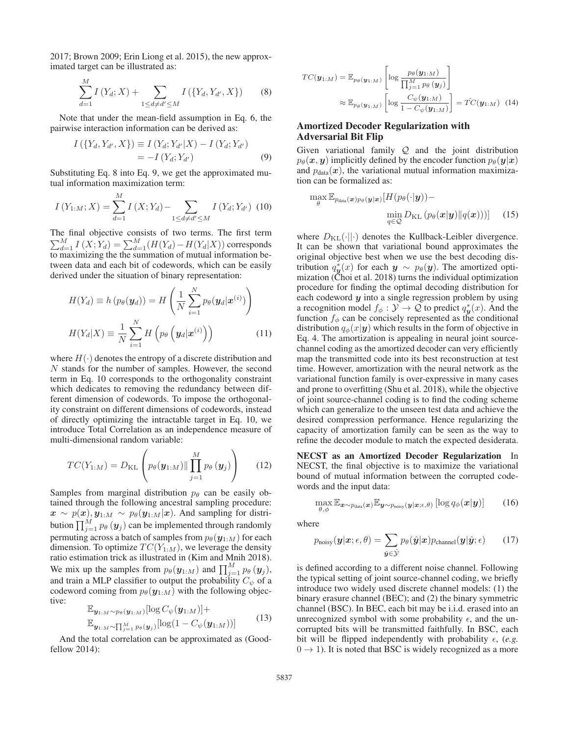2017; Brown 2009; Erin Liong et al. 2015), the new approximated target can be illustrated as:

$$\sum_{d=1}^{M} I\left(Y_d; X\right) + \sum_{1 \le d \ne d' \le M} I\left(\{Y_d, Y_{d'}, X\}\right) \tag{8}$$

Note that under the mean-field assumption in Eq. 6, the pairwise interaction information can be derived as:

$$\begin{aligned} I\left(\{Y_d, Y_{d'}, X\}\right) &\equiv I\left(Y_d; Y_{d'}|X\right) - I\left(Y_d; Y_{d'}\right) \\ &= -I\left(Y_d; Y_{d'}\right) \end{aligned} \tag{9}$$

Substituting Eq. 8 into Eq. 9, we get the approximated mutual information maximization term:

$$I\left(Y_{1:M}; X\right) = \sum_{d=1}^{M} I\left(X; Y_d\right) - \sum_{1 \le d \ne d' \le M} I\left(Y_d; Y_{d'}\right) \tag{10}$$

The final objective consists of two terms. The first term $\sum_{d=1}^{M} I\left(X; Y_d\right) = \sum_{d=1}^{M} (H(Y_d) - H(Y_d|X))$ corresponds to maximizing the the summation of mutual information between data and each bit of codewords, which can be easily derived under the situation of binary representation:

$$\begin{aligned} H(Y_d) &\equiv h\left(p_\theta(\boldsymbol{y}_d)\right) = H\left(\frac{1}{N}\sum_{i=1}^{N} p_\theta(\boldsymbol{y}_d|\boldsymbol{x}^{(i)})\right) \\ H(Y_d|X) &\equiv \frac{1}{N}\sum_{i=1}^{N} H\left(p_\theta\left(\boldsymbol{y}_d|\boldsymbol{x}^{(i)}\right)\right) \end{aligned} \tag{11}$$

where $H(\cdot)$ denotes the entropy of a discrete distribution and $N$ stands for the number of samples. However, the second term in Eq. 10 corresponds to the orthogonality constraint which dedicates to removing the redundancy between different dimension of codewords. To impose the orthogonality constraint on different dimensions of codewords, instead of directly optimizing the intractable target in Eq. 10, we introduce Total Correlation as an independence measure of multi-dimensional random variable:

$$TC(Y_{1:M}) = D_{\mathrm{KL}}\left(p_\theta(\boldsymbol{y}_{1:M}) \| \prod_{j=1}^{M} p_\theta\left(\boldsymbol{y}_j\right)\right) \tag{12}$$

Samples from marginal distribution $p_\theta$ can be easily obtained through the following ancestral sampling procedure: $\boldsymbol{x} \sim p(\boldsymbol{x}), \boldsymbol{y}_{1:M} \sim p_\theta(\boldsymbol{y}_{1:M}|\boldsymbol{x})$. And sampling for distribution $\prod_{j=1}^{M} p_\theta\left(\boldsymbol{y}_j\right)$ can be implemented through randomly permuting across a batch of samples from $p_\theta(\boldsymbol{y}_{1:M})$ for each dimension. To optimize $TC(Y_{1:M})$, we leverage the density ratio estimation trick as illustrated in (Kim and Mnih 2018). We mix up the samples from $p_\theta(\boldsymbol{y}_{1:M})$ and $\prod_{j=1}^{M} p_\theta\left(\boldsymbol{y}_j\right)$, and train a MLP classifier to output the probability $C_\psi$ of a codeword coming from $p_\theta(\boldsymbol{y}_{1:M})$ with the following objective:

$$\begin{aligned} &\mathbb{E}_{\boldsymbol{y}_{1:M} \sim p_\theta(\boldsymbol{y}_{1:M})}[\log C_\psi(\boldsymbol{y}_{1:M})] + \\ &\mathbb{E}_{\boldsymbol{y}_{1:M} \sim \prod_{j=1}^{M} p_\theta(\boldsymbol{y}_j)}[\log(1 - C_\psi(\boldsymbol{y}_{1:M}))] \end{aligned} \tag{13}$$

And the total correlation can be approximated as (Goodfellow 2014):

$$\begin{aligned} TC(\boldsymbol{y}_{1:M}) &= \mathbb{E}_{p_\theta(\boldsymbol{y}_{1:M})}\left[\log \frac{p_\theta(\boldsymbol{y}_{1:M})}{\prod_{j=1}^{M} p_\theta\left(\boldsymbol{y}_j\right)}\right] \\ &\approx \mathbb{E}_{p_\theta(\boldsymbol{y}_{1:M})}\left[\log \frac{C_\psi(\boldsymbol{y}_{1:M})}{1 - C_\psi(\boldsymbol{y}_{1:M})}\right] = \hat{TC}(\boldsymbol{y}_{1:M}) \end{aligned} \tag{14}$$

## Amortized Decoder Regularization with Adversarial Bit Flip

Given variational family $\mathcal{Q}$ and the joint distribution $p_\theta(\boldsymbol{x}, \boldsymbol{y})$ implicitly defined by the encoder function $p_\theta(\boldsymbol{y}|\boldsymbol{x})$ and $p_{\text{data}}(\boldsymbol{x})$, the variational mutual information maximization can be formalized as:

$$\begin{aligned} \max_\theta \mathbb{E}_{p_{\text{data}}(\boldsymbol{x})p_\theta(\boldsymbol{y}|\boldsymbol{x})}[&H(p_\theta(\cdot|\boldsymbol{y})) - \\ &\min_{q \in \mathcal{Q}} D_{\mathrm{KL}}\left(p_\theta(\boldsymbol{x}|\boldsymbol{y}) \| q(\boldsymbol{x})\right))] \end{aligned} \tag{15}$$

where $D_{\mathrm{KL}}(\cdot||\cdot)$ denotes the Kullback-Leibler divergence. It can be shown that variational bound approximates the original objective best when we use the best decoding distribution $q^*_{\boldsymbol{y}}(x)$ for each $\boldsymbol{y} \sim p_\theta(\boldsymbol{y})$. The amortized optimization (Choi et al. 2018) turns the individual optimization procedure for finding the optimal decoding distribution for each codeword $\boldsymbol{y}$ into a single regression problem by using a recognition model $f_\phi : \mathcal{Y} \to \mathcal{Q}$ to predict $q^*_{\boldsymbol{y}}(x)$. And the function $f_\phi$ can be concisely represented as the conditional distribution $q_\phi(x|\boldsymbol{y})$ which results in the form of objective in Eq. 4. The amortization is appealing in neural joint source-channel coding as the amortized decoder can very efficiently map the transmitted code into its best reconstruction at test time. However, amortization with the neural network as the variational function family is over-expressive in many cases and prone to overfitting (Shu et al. 2018), while the objective of joint source-channel coding is to find the coding scheme which can generalize to the unseen test data and achieve the desired compression performance. Hence regularizing the capacity of amortization family can be seen as the way to refine the decoder module to match the expected desiderata.

**NECST as an Amortized Decoder Regularization** In NECST, the final objective is to maximize the variational bound of mutual information between the corrupted codewords and the input data:

$$\max_{\theta,\phi} \mathbb{E}_{\boldsymbol{x} \sim p_{\text{data}}(\boldsymbol{x})} \mathbb{E}_{\boldsymbol{y} \sim p_{\text{noisy}}(\boldsymbol{y}|\boldsymbol{x};\epsilon,\theta)}\left[\log q_\phi(\boldsymbol{x}|\boldsymbol{y})\right] \tag{16}$$

where

$$p_{\text{noisy}}(\boldsymbol{y}|\boldsymbol{x};\epsilon,\theta) = \sum_{\hat{\boldsymbol{y}} \in \hat{\mathcal{Y}}} p_\theta(\hat{\boldsymbol{y}}|\boldsymbol{x}) p_{\text{channel}}(\boldsymbol{y}|\hat{\boldsymbol{y}};\epsilon) \tag{17}$$

is defined according to a different noise channel. Following the typical setting of joint source-channel coding, we briefly introduce two widely used discrete channel models: (1) the binary erasure channel (BEC); and (2) the binary symmetric channel (BSC). In BEC, each bit may be i.i.d. erased into an unrecognized symbol with some probability $\epsilon$, and the uncorrupted bits will be transmitted faithfully. In BSC, each bit will be flipped independently with probability $\epsilon$, (*e.g.* $0 \to 1$). It is noted that BSC is widely recognized as a more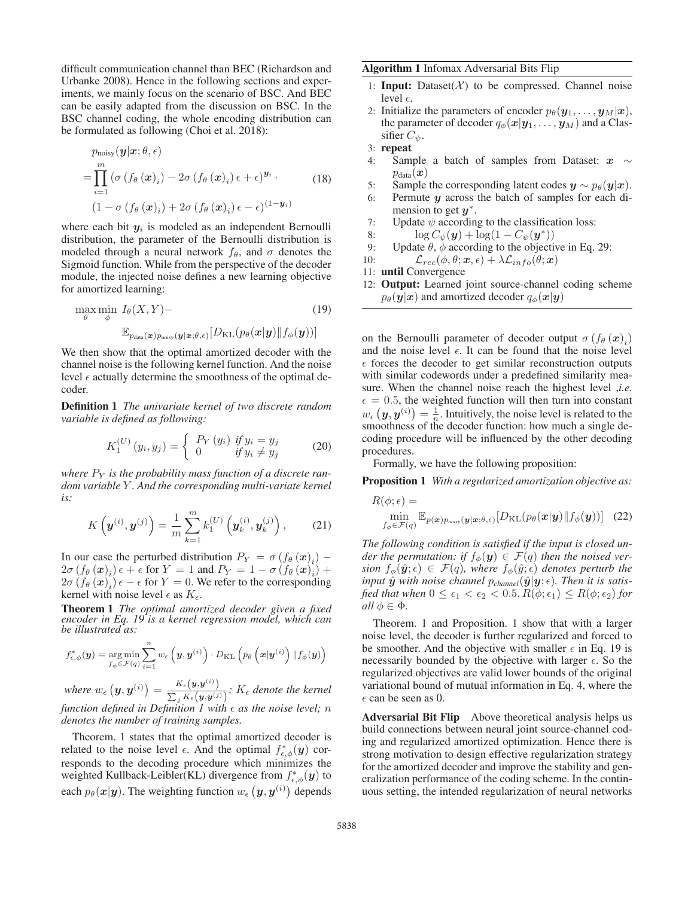difficult communication channel than BEC (Richardson and Urbanke 2008). Hence in the following sections and experiments, we mainly focus on the scenario of BSC. And BEC can be easily adapted from the discussion on BSC. In the BSC channel coding, the whole encoding distribution can be formulated as following (Choi et al. 2018):

$$
\begin{aligned}
& p_{\text{noisy}}(\boldsymbol{y}|\boldsymbol{x};\theta,\epsilon) \\
=& \prod_{i=1}^{m} \left(\sigma\left(f_\theta\left(\boldsymbol{x}\right)_i\right) - 2\sigma\left(f_\theta\left(\boldsymbol{x}\right)_i\right)\epsilon + \epsilon\right)^{\boldsymbol{y}_i} \cdot \\
& \left(1 - \sigma\left(f_\theta\left(\boldsymbol{x}\right)_i\right) + 2\sigma\left(f_\theta\left(\boldsymbol{x}\right)_i\right)\epsilon - \epsilon\right)^{(1-\boldsymbol{y}_i)}
\end{aligned} \tag{18}
$$

where each bit $\boldsymbol{y}_i$ is modeled as an independent Bernoulli distribution, the parameter of the Bernoulli distribution is modeled through a neural network $f_\theta$, and $\sigma$ denotes the Sigmoid function. While from the perspective of the decoder module, the injected noise defines a new learning objective for amortized learning:

$$
\begin{aligned}
\max_{\theta} \min_{\phi} \; & I_\theta(X,Y) - \\
& \mathbb{E}_{p_{\text{data}}(\boldsymbol{x}) p_{\text{noisy}}(\boldsymbol{y}|\boldsymbol{x};\theta,\epsilon)}[D_{\text{KL}}(p_\theta(\boldsymbol{x}|\boldsymbol{y}) \| f_\phi(\boldsymbol{y}))]
\end{aligned} \tag{19}
$$

We then show that the optimal amortized decoder with the channel noise is the following kernel function. And the noise level $\epsilon$ actually determine the smoothness of the optimal decoder.

**Definition 1** *The univariate kernel of two discrete random variable is defined as following:*

$$
K_1^{(U)}\left(y_i, y_j\right) = \begin{cases} P_Y\left(y_i\right) & \text{if } y_i = y_j \\ 0 & \text{if } y_i \neq y_j \end{cases} \tag{20}
$$

*where $P_Y$ is the probability mass function of a discrete random variable $Y$. And the corresponding multi-variate kernel is:*

$$
K\left(\boldsymbol{y}^{(i)}, \boldsymbol{y}^{(j)}\right) = \frac{1}{m}\sum_{k=1}^{m} k_1^{(U)}\left(\boldsymbol{y}_k^{(i)}, \boldsymbol{y}_k^{(j)}\right), \tag{21}
$$

In our case the perturbed distribution $P_Y = \sigma\left(f_\theta\left(\boldsymbol{x}\right)_i\right) - 2\sigma\left(f_\theta\left(\boldsymbol{x}\right)_i\right)\epsilon + \epsilon$ for $Y=1$ and $P_Y = 1 - \sigma\left(f_\theta\left(\boldsymbol{x}\right)_i\right) + 2\sigma\left(f_\theta\left(\boldsymbol{x}\right)_i\right)\epsilon - \epsilon$ for $Y=0$. We refer to the corresponding kernel with noise level $\epsilon$ as $K_\epsilon$.

**Theorem 1** *The optimal amortized decoder given a fixed encoder in Eq. 19 is a kernel regression model, which can be illustrated as:*

$$
f_{\epsilon,\phi}^{*}(\boldsymbol{y}) = \underset{f_\phi \in \mathcal{F}(q)}{\arg\min} \sum_{i=1}^{n} w_\epsilon\left(\boldsymbol{y}, \boldsymbol{y}^{(i)}\right) \cdot D_{\text{KL}}\left(p_\theta\left(\boldsymbol{x}|\boldsymbol{y}^{(i)}\right) \| f_\phi(\boldsymbol{y})\right)
$$

*where $w_\epsilon\left(\boldsymbol{y}, \boldsymbol{y}^{(i)}\right) = \frac{K_\epsilon\left(\boldsymbol{y}, \boldsymbol{y}^{(i)}\right)}{\sum_j K_\epsilon\left(\boldsymbol{y}, \boldsymbol{y}^{(j)}\right)}$; $K_\epsilon$ denote the kernel function defined in Definition 1 with $\epsilon$ as the noise level; $n$ denotes the number of training samples.*

Theorem. 1 states that the optimal amortized decoder is related to the noise level $\epsilon$. And the optimal $f_{\epsilon,\phi}^{*}(\boldsymbol{y})$ corresponds to the decoding procedure which minimizes the weighted Kullback-Leibler(KL) divergence from $f_{\epsilon,\phi}^{*}(\boldsymbol{y})$ to each $p_\theta(\boldsymbol{x}|\boldsymbol{y})$. The weighting function $w_\epsilon\left(\boldsymbol{y}, \boldsymbol{y}^{(i)}\right)$ depends on the Bernoulli parameter of decoder output $\sigma\left(f_\theta\left(\boldsymbol{x}\right)_i\right)$ and the noise level $\epsilon$. It can be found that the noise level $\epsilon$ forces the decoder to get similar reconstruction outputs with similar codewords under a predefined similarity measure. When the channel noise reach the highest level ,*i.e.* $\epsilon = 0.5$, the weighted function will then turn into constant $w_\epsilon\left(\boldsymbol{y}, \boldsymbol{y}^{(i)}\right) = \frac{1}{n}$. Intuitively, the noise level is related to the smoothness of the decoder function: how much a single decoding procedure will be influenced by the other decoding procedures.

Formally, we have the following proposition:

**Proposition 1** *With a regularized amortization objective as:*

$$
\begin{aligned}
& R(\phi;\epsilon) = \\
& \min_{f_\phi \in \mathcal{F}(q)} \mathbb{E}_{p(\boldsymbol{x}) p_{\text{noisy}}(\boldsymbol{y}|\boldsymbol{x};\theta,\epsilon)}[D_{\text{KL}}(p_\theta(\boldsymbol{x}|\boldsymbol{y}) \| f_\phi(\boldsymbol{y}))]
\end{aligned} \tag{22}
$$

*The following condition is satisfied if the input is closed under the permutation: if $f_\phi(\boldsymbol{y}) \in \mathcal{F}(q)$ then the noised version $f_\phi(\hat{\boldsymbol{y}};\epsilon) \in \mathcal{F}(q)$, where $f_\phi(\hat{y};\epsilon)$ denotes perturb the input $\hat{\boldsymbol{y}}$ with noise channel $p_{\text{channel}}(\hat{\boldsymbol{y}}|\boldsymbol{y};\epsilon)$. Then it is satisfied that when $0 \le \epsilon_1 < \epsilon_2 < 0.5$, $R(\phi;\epsilon_1) \le R(\phi;\epsilon_2)$ for all $\phi \in \Phi$.*

Theorem. 1 and Proposition. 1 show that with a larger noise level, the decoder is further regularized and forced to be smoother. And the objective with smaller $\epsilon$ in Eq. 19 is necessarily bounded by the objective with larger $\epsilon$. So the regularized objectives are valid lower bounds of the original variational bound of mutual information in Eq. 4, where the $\epsilon$ can be seen as 0.

**Algorithm 1** Infomax Adversarial Bits Flip

1: **Input:** Dataset($\mathcal{X}$) to be compressed. Channel noise level $\epsilon$.
2: Initialize the parameters of encoder $p_\theta(\boldsymbol{y}_1, \ldots, \boldsymbol{y}_M|\boldsymbol{x})$, the parameter of decoder $q_\phi(\boldsymbol{x}|\boldsymbol{y}_1, \ldots, \boldsymbol{y}_M)$ and a Classifier $C_\psi$.
3: **repeat**
4: Sample a batch of samples from Dataset: $\boldsymbol{x} \sim p_{\text{data}}(\boldsymbol{x})$
5: Sample the corresponding latent codes $\boldsymbol{y} \sim p_\theta(\boldsymbol{y}|\boldsymbol{x})$.
6: Permute $\boldsymbol{y}$ across the batch of samples for each dimension to get $\boldsymbol{y}^*$.
7: Update $\psi$ according to the classification loss:
8: $\log C_\psi(\boldsymbol{y}) + \log(1 - C_\psi(\boldsymbol{y}^*))$
9: Update $\theta$, $\phi$ according to the objective in Eq. 29:
10: $\mathcal{L}_{rec}(\phi,\theta;\boldsymbol{x},\epsilon) + \lambda\mathcal{L}_{info}(\theta;\boldsymbol{x})$
11: **until** Convergence
12: **Output:** Learned joint source-channel coding scheme $p_\theta(\boldsymbol{y}|\boldsymbol{x})$ and amortized decoder $q_\phi(\boldsymbol{x}|\boldsymbol{y})$

**Adversarial Bit Flip** Above theoretical analysis helps us build connections between neural joint source-channel coding and regularized amortized optimization. Hence there is strong motivation to design effective regularization strategy for the amortized decoder and improve the stability and generalization performance of the coding scheme. In the continuous setting, the intended regularization of neural networks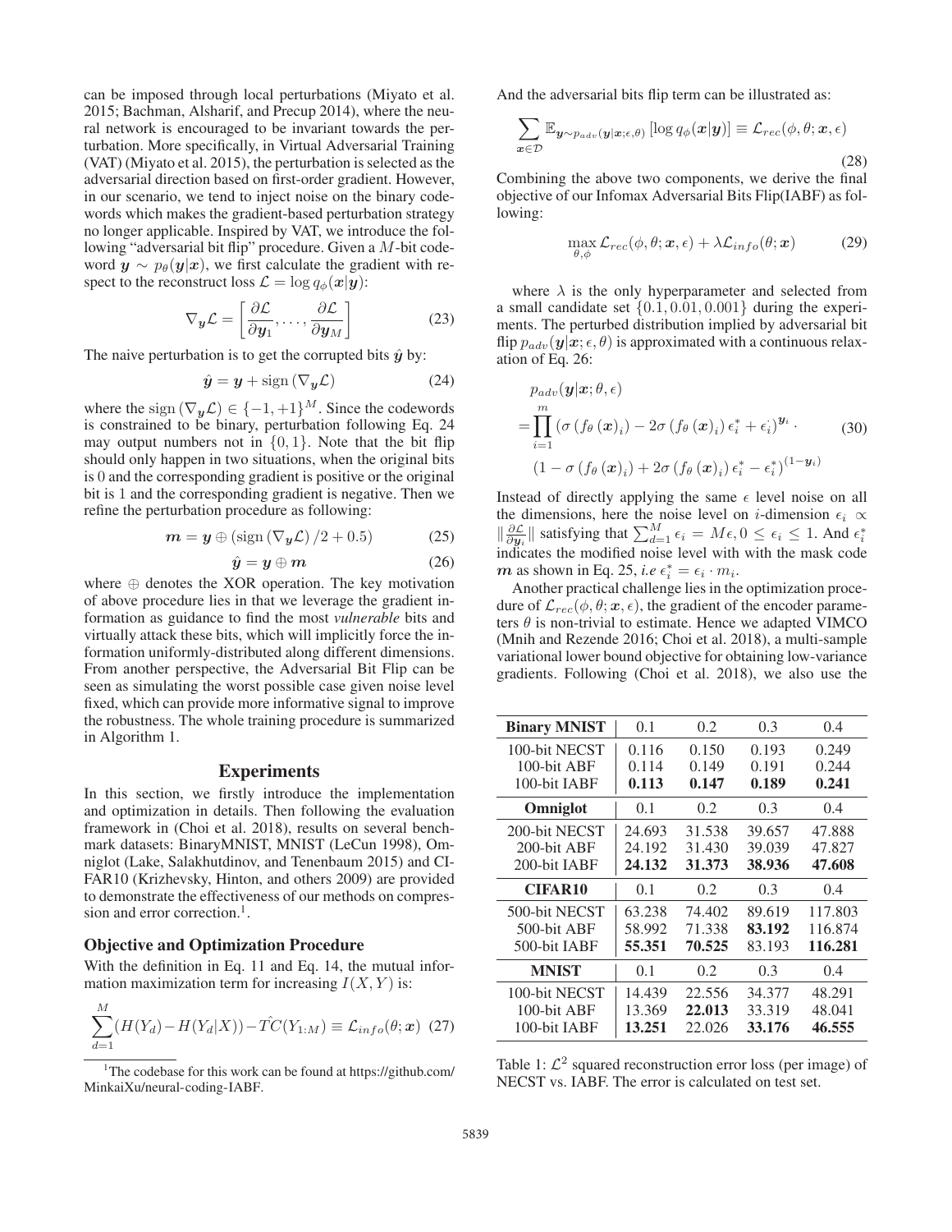can be imposed through local perturbations (Miyato et al. 2015; Bachman, Alsharif, and Precup 2014), where the neural network is encouraged to be invariant towards the perturbation. More specifically, in Virtual Adversarial Training (VAT) (Miyato et al. 2015), the perturbation is selected as the adversarial direction based on first-order gradient. However, in our scenario, we tend to inject noise on the binary codewords which makes the gradient-based perturbation strategy no longer applicable. Inspired by VAT, we introduce the following "adversarial bit flip" procedure. Given a $M$-bit codeword $\boldsymbol{y} \sim p_\theta(\boldsymbol{y}|\boldsymbol{x})$, we first calculate the gradient with respect to the reconstruct loss $\mathcal{L} = \log q_\phi(\boldsymbol{x}|\boldsymbol{y})$:

$$\nabla_{\boldsymbol{y}} \mathcal{L} = \left[ \frac{\partial \mathcal{L}}{\partial \boldsymbol{y}_1}, \ldots, \frac{\partial \mathcal{L}}{\partial \boldsymbol{y}_M} \right] \tag{23}$$

The naive perturbation is to get the corrupted bits $\hat{\boldsymbol{y}}$ by:

$$\hat{\boldsymbol{y}} = \boldsymbol{y} + \operatorname{sign}\left(\nabla_{\boldsymbol{y}} \mathcal{L}\right) \tag{24}$$

where the $\operatorname{sign}\left(\nabla_{\boldsymbol{y}} \mathcal{L}\right) \in \{-1, +1\}^M$. Since the codewords is constrained to be binary, perturbation following Eq. 24 may output numbers not in $\{0, 1\}$. Note that the bit flip should only happen in two situations, when the original bits is 0 and the corresponding gradient is positive or the original bit is 1 and the corresponding gradient is negative. Then we refine the perturbation procedure as following:

$$\boldsymbol{m} = \boldsymbol{y} \oplus \left(\operatorname{sign}\left(\nabla_{\boldsymbol{y}} \mathcal{L}\right)/2 + 0.5\right) \tag{25}$$

$$\hat{\boldsymbol{y}} = \boldsymbol{y} \oplus \boldsymbol{m} \tag{26}$$

where $\oplus$ denotes the XOR operation. The key motivation of above procedure lies in that we leverage the gradient information as guidance to find the most *vulnerable* bits and virtually attack these bits, which will implicitly force the information uniformly-distributed along different dimensions. From another perspective, the Adversarial Bit Flip can be seen as simulating the worst possible case given noise level fixed, which can provide more informative signal to improve the robustness. The whole training procedure is summarized in Algorithm 1.

## Experiments

In this section, we firstly introduce the implementation and optimization in details. Then following the evaluation framework in (Choi et al. 2018), results on several benchmark datasets: BinaryMNIST, MNIST (LeCun 1998), Omniglot (Lake, Salakhutdinov, and Tenenbaum 2015) and CIFAR10 (Krizhevsky, Hinton, and others 2009) are provided to demonstrate the effectiveness of our methods on compression and error correction.[1].

### Objective and Optimization Procedure

With the definition in Eq. 11 and Eq. 14, the mutual information maximization term for increasing $I(X, Y)$ is:

$$\sum_{d=1}^{M} (H(Y_d) - H(Y_d|X)) - \hat{TC}(Y_{1:M}) \equiv \mathcal{L}_{info}(\theta; \boldsymbol{x}) \tag{27}$$

[1]The codebase for this work can be found at https://github.com/MinkaiXu/neural-coding-IABF.

And the adversarial bits flip term can be illustrated as:

$$\sum_{\boldsymbol{x} \in \mathcal{D}} \mathbb{E}_{\boldsymbol{y} \sim p_{adv}(\boldsymbol{y}|\boldsymbol{x}; \epsilon, \theta)} \left[\log q_\phi(\boldsymbol{x}|\boldsymbol{y})\right] \equiv \mathcal{L}_{rec}(\phi, \theta; \boldsymbol{x}, \epsilon) \tag{28}$$

Combining the above two components, we derive the final objective of our Infomax Adversarial Bits Flip(IABF) as following:

$$\max_{\theta, \phi} \mathcal{L}_{rec}(\phi, \theta; \boldsymbol{x}, \epsilon) + \lambda \mathcal{L}_{info}(\theta; \boldsymbol{x}) \tag{29}$$

where $\lambda$ is the only hyperparameter and selected from a small candidate set $\{0.1, 0.01, 0.001\}$ during the experiments. The perturbed distribution implied by adversarial bit flip $p_{adv}(\boldsymbol{y}|\boldsymbol{x}; \epsilon, \theta)$ is approximated with a continuous relaxation of Eq. 26:

$$\begin{aligned} & p_{adv}(\boldsymbol{y}|\boldsymbol{x}; \theta, \epsilon) \\ = & \prod_{i=1}^{m} \left(\sigma\left(f_\theta\left(\boldsymbol{x}\right)_i\right) - 2\sigma\left(f_\theta\left(\boldsymbol{x}\right)_i\right) \epsilon_i^* + \epsilon_i^*\right)^{\boldsymbol{y}_i} \cdot \\ & \left(1 - \sigma\left(f_\theta\left(\boldsymbol{x}\right)_i\right) + 2\sigma\left(f_\theta\left(\boldsymbol{x}\right)_i\right) \epsilon_i^* - \epsilon_i^*\right)^{(1-\boldsymbol{y}_i)} \end{aligned} \tag{30}$$

Instead of directly applying the same $\epsilon$ level noise on all the dimensions, here the noise level on $i$-dimension $\epsilon_i \propto \|\frac{\partial \mathcal{L}}{\partial \boldsymbol{y}_i}\|$ satisfying that $\sum_{d=1}^{M} \epsilon_i = M\epsilon, 0 \leq \epsilon_i \leq 1$. And $\epsilon_i^*$ indicates the modified noise level with with the mask code $\boldsymbol{m}$ as shown in Eq. 25, *i.e* $\epsilon_i^* = \epsilon_i \cdot m_i$.

Another practical challenge lies in the optimization procedure of $\mathcal{L}_{rec}(\phi, \theta; \boldsymbol{x}, \epsilon)$, the gradient of the encoder parameters $\theta$ is non-trivial to estimate. Hence we adapted VIMCO (Mnih and Rezende 2016; Choi et al. 2018), a multi-sample variational lower bound objective for obtaining low-variance gradients. Following (Choi et al. 2018), we also use the

| **Binary MNIST** | 0.1 | 0.2 | 0.3 | 0.4 |
|---|---|---|---|---|
| 100-bit NECST | 0.116 | 0.150 | 0.193 | 0.249 |
| 100-bit ABF | 0.114 | 0.149 | 0.191 | 0.244 |
| 100-bit IABF | **0.113** | **0.147** | **0.189** | **0.241** |
| **Omniglot** | 0.1 | 0.2 | 0.3 | 0.4 |
| 200-bit NECST | 24.693 | 31.538 | 39.657 | 47.888 |
| 200-bit ABF | 24.192 | 31.430 | 39.039 | 47.827 |
| 200-bit IABF | **24.132** | **31.373** | **38.936** | **47.608** |
| **CIFAR10** | 0.1 | 0.2 | 0.3 | 0.4 |
| 500-bit NECST | 63.238 | 74.402 | 89.619 | 117.803 |
| 500-bit ABF | 58.992 | 71.338 | **83.192** | 116.874 |
| 500-bit IABF | **55.351** | **70.525** | 83.193 | **116.281** |
| **MNIST** | 0.1 | 0.2 | 0.3 | 0.4 |
| 100-bit NECST | 14.439 | 22.556 | 34.377 | 48.291 |
| 100-bit ABF | 13.369 | **22.013** | 33.319 | 48.041 |
| 100-bit IABF | **13.251** | 22.026 | **33.176** | **46.555** |

Table 1: $\mathcal{L}^2$ squared reconstruction error loss (per image) of NECST vs. IABF. The error is calculated on test set.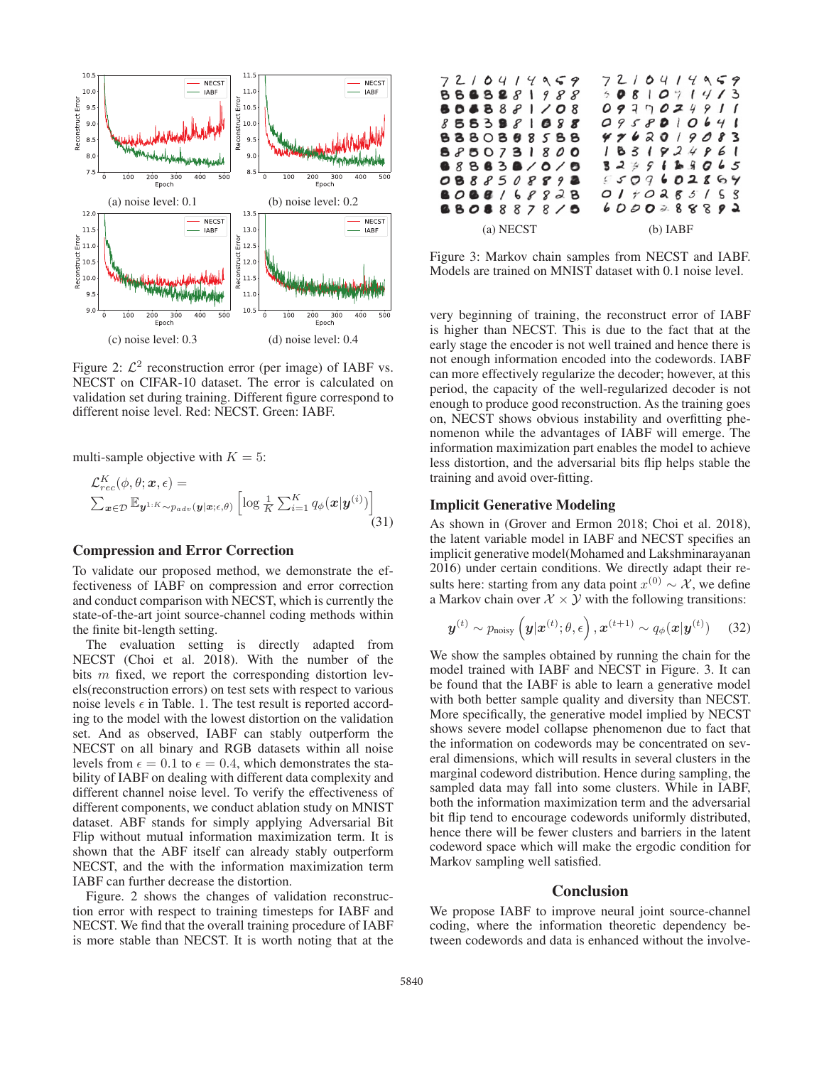(a) noise level: 0.1

(b) noise level: 0.2

(c) noise level: 0.3

(d) noise level: 0.4

Figure 2: $\mathcal{L}^2$ reconstruction error (per image) of IABF vs. NECST on CIFAR-10 dataset. The error is calculated on validation set during training. Different figure correspond to different noise level. Red: NECST. Green: IABF.

multi-sample objective with $K = 5$:

$$\mathcal{L}^K_{rec}(\phi, \theta; \boldsymbol{x}, \epsilon) = \sum_{\boldsymbol{x}\in\mathcal{D}} \mathbb{E}_{\boldsymbol{y}^{1:K}\sim p_{adv}(\boldsymbol{y}|\boldsymbol{x};\epsilon,\theta)} \left[\log \frac{1}{K}\sum_{i=1}^{K} q_\phi(\boldsymbol{x}|\boldsymbol{y}^{(i)})\right] \tag{31}$$

## Compression and Error Correction

To validate our proposed method, we demonstrate the effectiveness of IABF on compression and error correction and conduct comparison with NECST, which is currently the state-of-the-art joint source-channel coding methods within the finite bit-length setting.

The evaluation setting is directly adapted from NECST (Choi et al. 2018). With the number of the bits $m$ fixed, we report the corresponding distortion levels(reconstruction errors) on test sets with respect to various noise levels $\epsilon$ in Table. 1. The test result is reported according to the model with the lowest distortion on the validation set. And as observed, IABF can stably outperform the NECST on all binary and RGB datasets within all noise levels from $\epsilon = 0.1$ to $\epsilon = 0.4$, which demonstrates the stability of IABF on dealing with different data complexity and different channel noise level. To verify the effectiveness of different components, we conduct ablation study on MNIST dataset. ABF stands for simply applying Adversarial Bit Flip without mutual information maximization term. It is shown that the ABF itself can already stably outperform NECST, and the with the information maximization term IABF can further decrease the distortion.

Figure. 2 shows the changes of validation reconstruction error with respect to training timesteps for IABF and NECST. We find that the overall training procedure of IABF is more stable than NECST. It is worth noting that at the very beginning of training, the reconstruct error of IABF is higher than NECST. This is due to the fact that at the early stage the encoder is not well trained and hence there is not enough information encoded into the codewords. IABF can more effectively regularize the decoder; however, at this period, the capacity of the well-regularized decoder is not enough to produce good reconstruction. As the training goes on, NECST shows obvious instability and overfitting phenomenon while the advantages of IABF will emerge. The information maximization part enables the model to achieve less distortion, and the adversarial bits flip helps stable the training and avoid over-fitting.

(a) NECST

(b) IABF

Figure 3: Markov chain samples from NECST and IABF. Models are trained on MNIST dataset with 0.1 noise level.

## Implicit Generative Modeling

As shown in (Grover and Ermon 2018; Choi et al. 2018), the latent variable model in IABF and NECST specifies an implicit generative model(Mohamed and Lakshminarayanan 2016) under certain conditions. We directly adapt their results here: starting from any data point $x^{(0)} \sim \mathcal{X}$, we define a Markov chain over $\mathcal{X} \times \mathcal{Y}$ with the following transitions:

$$\boldsymbol{y}^{(t)} \sim p_{\text{noisy}}\left(\boldsymbol{y}|\boldsymbol{x}^{(t)}; \theta, \epsilon\right), \boldsymbol{x}^{(t+1)} \sim q_\phi(\boldsymbol{x}|\boldsymbol{y}^{(t)}) \tag{32}$$

We show the samples obtained by running the chain for the model trained with IABF and NECST in Figure. 3. It can be found that the IABF is able to learn a generative model with both better sample quality and diversity than NECST. More specifically, the generative model implied by NECST shows severe model collapse phenomenon due to fact that the information on codewords may be concentrated on several dimensions, which will results in several clusters in the marginal codeword distribution. Hence during sampling, the sampled data may fall into some clusters. While in IABF, both the information maximization term and the adversarial bit flip tend to encourage codewords uniformly distributed, hence there will be fewer clusters and barriers in the latent codeword space which will make the ergodic condition for Markov sampling well satisfied.

## Conclusion

We propose IABF to improve neural joint source-channel coding, where the information theoretic dependency between codewords and data is enhanced without the involve-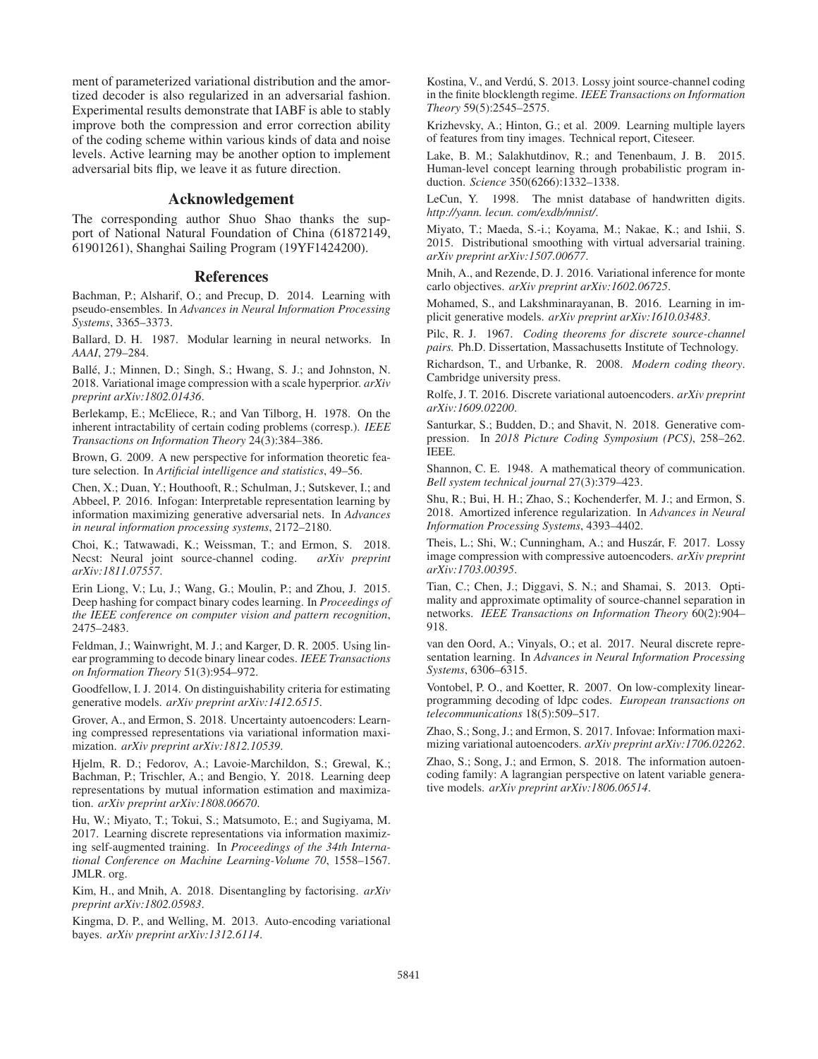ment of parameterized variational distribution and the amortized decoder is also regularized in an adversarial fashion. Experimental results demonstrate that IABF is able to stably improve both the compression and error correction ability of the coding scheme within various kinds of data and noise levels. Active learning may be another option to implement adversarial bits flip, we leave it as future direction.

## Acknowledgement

The corresponding author Shuo Shao thanks the support of National Natural Foundation of China (61872149, 61901261), Shanghai Sailing Program (19YF1424200).

## References

Bachman, P.; Alsharif, O.; and Precup, D. 2014. Learning with pseudo-ensembles. In *Advances in Neural Information Processing Systems*, 3365–3373.

Ballard, D. H. 1987. Modular learning in neural networks. In *AAAI*, 279–284.

Ballé, J.; Minnen, D.; Singh, S.; Hwang, S. J.; and Johnston, N. 2018. Variational image compression with a scale hyperprior. *arXiv preprint arXiv:1802.01436*.

Berlekamp, E.; McEliece, R.; and Van Tilborg, H. 1978. On the inherent intractability of certain coding problems (corresp.). *IEEE Transactions on Information Theory* 24(3):384–386.

Brown, G. 2009. A new perspective for information theoretic feature selection. In *Artificial intelligence and statistics*, 49–56.

Chen, X.; Duan, Y.; Houthooft, R.; Schulman, J.; Sutskever, I.; and Abbeel, P. 2016. Infogan: Interpretable representation learning by information maximizing generative adversarial nets. In *Advances in neural information processing systems*, 2172–2180.

Choi, K.; Tatwawadi, K.; Weissman, T.; and Ermon, S. 2018. Necst: Neural joint source-channel coding. *arXiv preprint arXiv:1811.07557*.

Erin Liong, V.; Lu, J.; Wang, G.; Moulin, P.; and Zhou, J. 2015. Deep hashing for compact binary codes learning. In *Proceedings of the IEEE conference on computer vision and pattern recognition*, 2475–2483.

Feldman, J.; Wainwright, M. J.; and Karger, D. R. 2005. Using linear programming to decode binary linear codes. *IEEE Transactions on Information Theory* 51(3):954–972.

Goodfellow, I. J. 2014. On distinguishability criteria for estimating generative models. *arXiv preprint arXiv:1412.6515*.

Grover, A., and Ermon, S. 2018. Uncertainty autoencoders: Learning compressed representations via variational information maximization. *arXiv preprint arXiv:1812.10539*.

Hjelm, R. D.; Fedorov, A.; Lavoie-Marchildon, S.; Grewal, K.; Bachman, P.; Trischler, A.; and Bengio, Y. 2018. Learning deep representations by mutual information estimation and maximization. *arXiv preprint arXiv:1808.06670*.

Hu, W.; Miyato, T.; Tokui, S.; Matsumoto, E.; and Sugiyama, M. 2017. Learning discrete representations via information maximizing self-augmented training. In *Proceedings of the 34th International Conference on Machine Learning-Volume 70*, 1558–1567. JMLR. org.

Kim, H., and Mnih, A. 2018. Disentangling by factorising. *arXiv preprint arXiv:1802.05983*.

Kingma, D. P., and Welling, M. 2013. Auto-encoding variational bayes. *arXiv preprint arXiv:1312.6114*.

Kostina, V., and Verdú, S. 2013. Lossy joint source-channel coding in the finite blocklength regime. *IEEE Transactions on Information Theory* 59(5):2545–2575.

Krizhevsky, A.; Hinton, G.; et al. 2009. Learning multiple layers of features from tiny images. Technical report, Citeseer.

Lake, B. M.; Salakhutdinov, R.; and Tenenbaum, J. B. 2015. Human-level concept learning through probabilistic program induction. *Science* 350(6266):1332–1338.

LeCun, Y. 1998. The mnist database of handwritten digits. *http://yann. lecun. com/exdb/mnist/*.

Miyato, T.; Maeda, S.-i.; Koyama, M.; Nakae, K.; and Ishii, S. 2015. Distributional smoothing with virtual adversarial training. *arXiv preprint arXiv:1507.00677*.

Mnih, A., and Rezende, D. J. 2016. Variational inference for monte carlo objectives. *arXiv preprint arXiv:1602.06725*.

Mohamed, S., and Lakshminarayanan, B. 2016. Learning in implicit generative models. *arXiv preprint arXiv:1610.03483*.

Pilc, R. J. 1967. *Coding theorems for discrete source-channel pairs.* Ph.D. Dissertation, Massachusetts Institute of Technology.

Richardson, T., and Urbanke, R. 2008. *Modern coding theory*. Cambridge university press.

Rolfe, J. T. 2016. Discrete variational autoencoders. *arXiv preprint arXiv:1609.02200*.

Santurkar, S.; Budden, D.; and Shavit, N. 2018. Generative compression. In *2018 Picture Coding Symposium (PCS)*, 258–262. IEEE.

Shannon, C. E. 1948. A mathematical theory of communication. *Bell system technical journal* 27(3):379–423.

Shu, R.; Bui, H. H.; Zhao, S.; Kochenderfer, M. J.; and Ermon, S. 2018. Amortized inference regularization. In *Advances in Neural Information Processing Systems*, 4393–4402.

Theis, L.; Shi, W.; Cunningham, A.; and Huszár, F. 2017. Lossy image compression with compressive autoencoders. *arXiv preprint arXiv:1703.00395*.

Tian, C.; Chen, J.; Diggavi, S. N.; and Shamai, S. 2013. Optimality and approximate optimality of source-channel separation in networks. *IEEE Transactions on Information Theory* 60(2):904–918.

van den Oord, A.; Vinyals, O.; et al. 2017. Neural discrete representation learning. In *Advances in Neural Information Processing Systems*, 6306–6315.

Vontobel, P. O., and Koetter, R. 2007. On low-complexity linear-programming decoding of ldpc codes. *European transactions on telecommunications* 18(5):509–517.

Zhao, S.; Song, J.; and Ermon, S. 2017. Infovae: Information maximizing variational autoencoders. *arXiv preprint arXiv:1706.02262*.

Zhao, S.; Song, J.; and Ermon, S. 2018. The information autoencoding family: A lagrangian perspective on latent variable generative models. *arXiv preprint arXiv:1806.06514*.